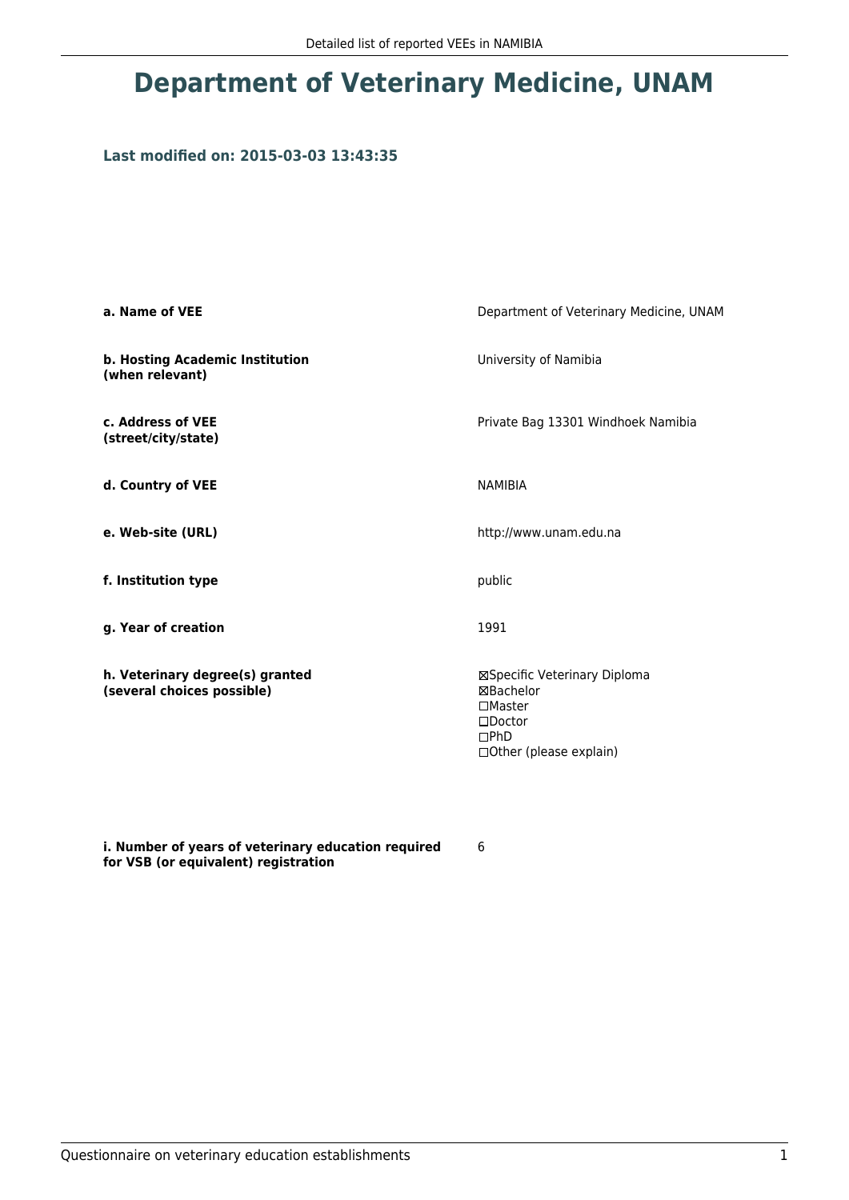# Department of Veterinary Medicine, UNAM

### Last modified on: 2015-03-03 13:43:35

| | |
|---|---|
| **a. Name of VEE** | Department of Veterinary Medicine, UNAM |
| **b. Hosting Academic Institution (when relevant)** | University of Namibia |
| **c. Address of VEE (street/city/state)** | Private Bag 13301 Windhoek Namibia |
| **d. Country of VEE** | NAMIBIA |
| **e. Web-site (URL)** | http://www.unam.edu.na |
| **f. Institution type** | public |
| **g. Year of creation** | 1991 |
| **h. Veterinary degree(s) granted (several choices possible)** | ☒Specific Veterinary Diploma<br>☒Bachelor<br>☐Master<br>☐Doctor<br>☐PhD<br>☐Other (please explain) |
| **i. Number of years of veterinary education required for VSB (or equivalent) registration** | 6 |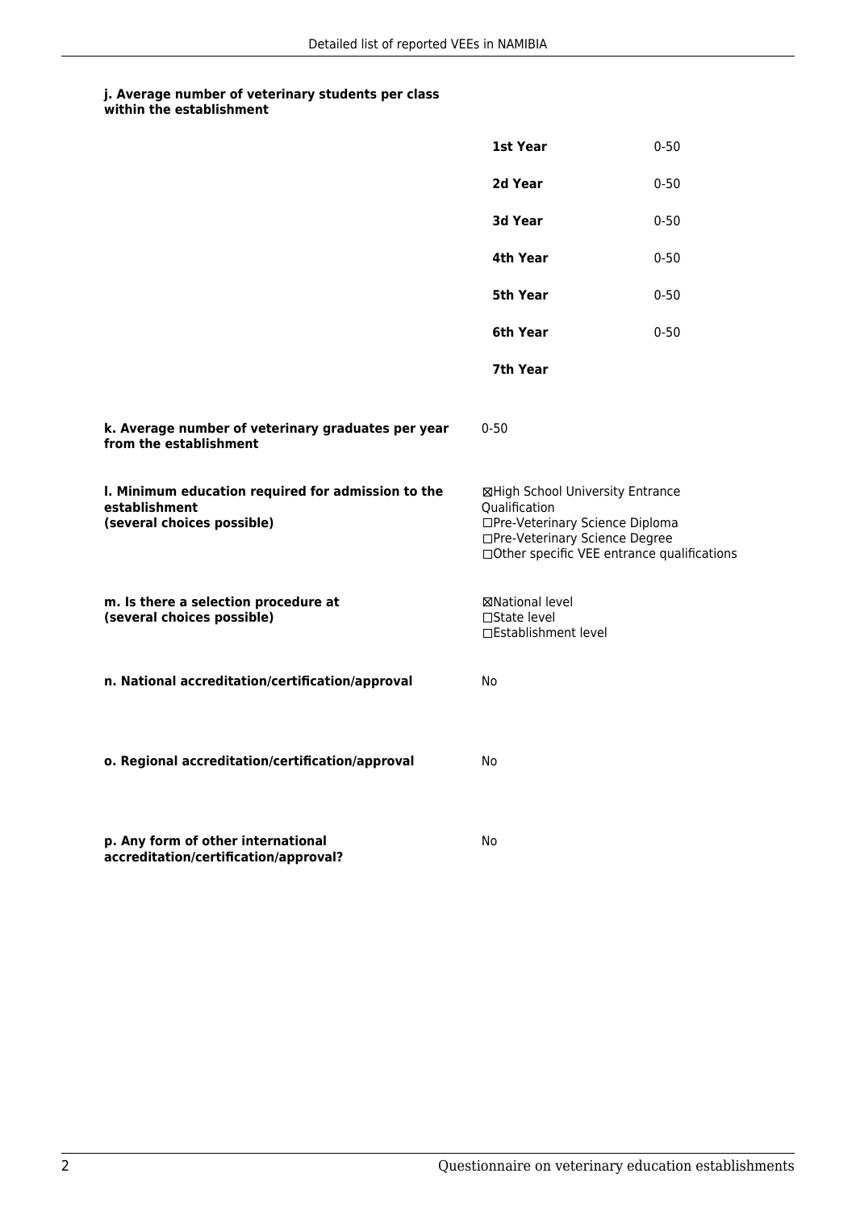**j. Average number of veterinary students per class within the establishment**

| | |
|---|---|
| **1st Year** | 0-50 |
| **2d Year** | 0-50 |
| **3d Year** | 0-50 |
| **4th Year** | 0-50 |
| **5th Year** | 0-50 |
| **6th Year** | 0-50 |
| **7th Year** | |

**k. Average number of veterinary graduates per year from the establishment**

0-50

**l. Minimum education required for admission to the establishment (several choices possible)**

☒High School University Entrance Qualification
☐Pre-Veterinary Science Diploma
☐Pre-Veterinary Science Degree
☐Other specific VEE entrance qualifications

**m. Is there a selection procedure at (several choices possible)**

☒National level
☐State level
☐Establishment level

**n. National accreditation/certification/approval**

No

**o. Regional accreditation/certification/approval**

No

**p. Any form of other international accreditation/certification/approval?**

No